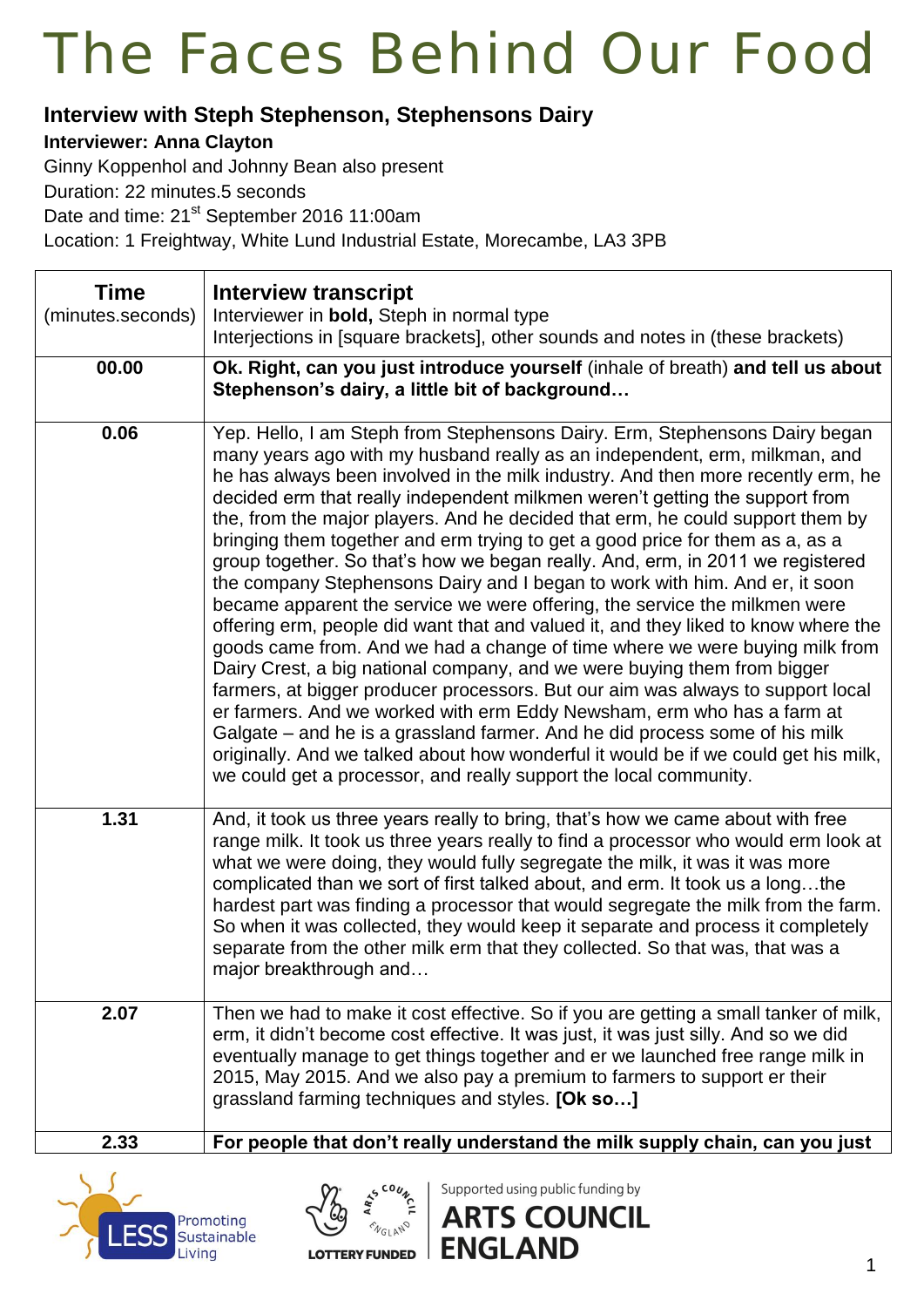# The Faces Behind Our Food

## Interview with Steph Stephenson, Stephensons Dairy

**Interviewer: Anna Clayton**

Ginny Koppenhol and Johnny Bean also present

Duration: 22 minutes.5 seconds

Date and time: 21st September 2016 11:00am

Location: 1 Freightway, White Lund Industrial Estate, Morecambe, LA3 3PB

| **Time** (minutes.seconds) | **Interview transcript** Interviewer in **bold,** Steph in normal type Interjections in [square brackets], other sounds and notes in (these brackets) |
|---|---|
| **00.00** | **Ok. Right, can you just introduce yourself** (inhale of breath) **and tell us about Stephenson's dairy, a little bit of background…** |
| **0.06** | Yep. Hello, I am Steph from Stephensons Dairy. Erm, Stephensons Dairy began many years ago with my husband really as an independent, erm, milkman, and he has always been involved in the milk industry. And then more recently erm, he decided erm that really independent milkmen weren't getting the support from the, from the major players. And he decided that erm, he could support them by bringing them together and erm trying to get a good price for them as a, as a group together. So that's how we began really. And, erm, in 2011 we registered the company Stephensons Dairy and I began to work with him. And er, it soon became apparent the service we were offering, the service the milkmen were offering erm, people did want that and valued it, and they liked to know where the goods came from. And we had a change of time where we were buying milk from Dairy Crest, a big national company, and we were buying them from bigger farmers, at bigger producer processors. But our aim was always to support local er farmers. And we worked with erm Eddy Newsham, erm who has a farm at Galgate – and he is a grassland farmer. And he did process some of his milk originally. And we talked about how wonderful it would be if we could get his milk, we could get a processor, and really support the local community. |
| **1.31** | And, it took us three years really to bring, that's how we came about with free range milk. It took us three years really to find a processor who would erm look at what we were doing, they would fully segregate the milk, it was it was more complicated than we sort of first talked about, and erm. It took us a long…the hardest part was finding a processor that would segregate the milk from the farm. So when it was collected, they would keep it separate and process it completely separate from the other milk erm that they collected. So that was, that was a major breakthrough and… |
| **2.07** | Then we had to make it cost effective. So if you are getting a small tanker of milk, erm, it didn't become cost effective. It was just, it was just silly. And so we did eventually manage to get things together and er we launched free range milk in 2015, May 2015. And we also pay a premium to farmers to support er their grassland farming techniques and styles. **[Ok so…]** |
| **2.33** | **For people that don't really understand the milk supply chain, can you just** |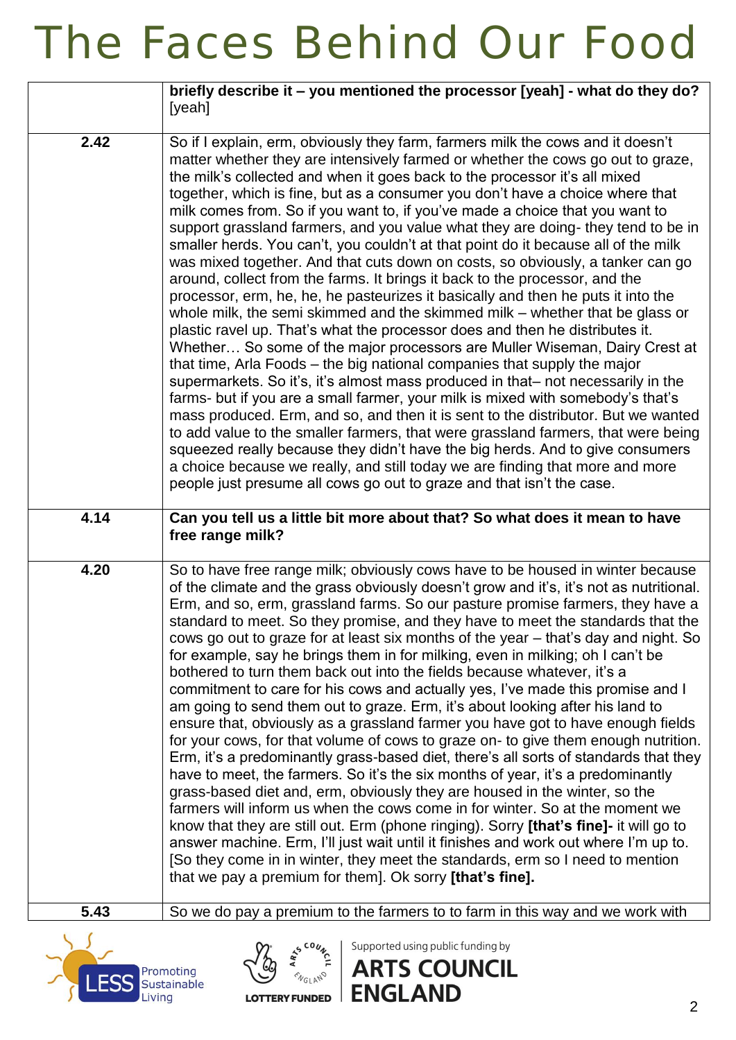| | |
|---|---|
| | **briefly describe it – you mentioned the processor [yeah] - what do they do?** [yeah] |
| 2.42 | So if I explain, erm, obviously they farm, farmers milk the cows and it doesn't matter whether they are intensively farmed or whether the cows go out to graze, the milk's collected and when it goes back to the processor it's all mixed together, which is fine, but as a consumer you don't have a choice where that milk comes from. So if you want to, if you've made a choice that you want to support grassland farmers, and you value what they are doing- they tend to be in smaller herds. You can't, you couldn't at that point do it because all of the milk was mixed together. And that cuts down on costs, so obviously, a tanker can go around, collect from the farms. It brings it back to the processor, and the processor, erm, he, he, he pasteurizes it basically and then he puts it into the whole milk, the semi skimmed and the skimmed milk – whether that be glass or plastic ravel up. That's what the processor does and then he distributes it. Whether… So some of the major processors are Muller Wiseman, Dairy Crest at that time, Arla Foods – the big national companies that supply the major supermarkets. So it's, it's almost mass produced in that– not necessarily in the farms- but if you are a small farmer, your milk is mixed with somebody's that's mass produced. Erm, and so, and then it is sent to the distributor. But we wanted to add value to the smaller farmers, that were grassland farmers, that were being squeezed really because they didn't have the big herds. And to give consumers a choice because we really, and still today we are finding that more and more people just presume all cows go out to graze and that isn't the case. |
| 4.14 | **Can you tell us a little bit more about that? So what does it mean to have free range milk?** |
| 4.20 | So to have free range milk; obviously cows have to be housed in winter because of the climate and the grass obviously doesn't grow and it's, it's not as nutritional. Erm, and so, erm, grassland farms. So our pasture promise farmers, they have a standard to meet. So they promise, and they have to meet the standards that the cows go out to graze for at least six months of the year – that's day and night. So for example, say he brings them in for milking, even in milking; oh I can't be bothered to turn them back out into the fields because whatever, it's a commitment to care for his cows and actually yes, I've made this promise and I am going to send them out to graze. Erm, it's about looking after his land to ensure that, obviously as a grassland farmer you have got to have enough fields for your cows, for that volume of cows to graze on- to give them enough nutrition. Erm, it's a predominantly grass-based diet, there's all sorts of standards that they have to meet, the farmers. So it's the six months of year, it's a predominantly grass-based diet and, erm, obviously they are housed in the winter, so the farmers will inform us when the cows come in for winter. So at the moment we know that they are still out. Erm (phone ringing). Sorry **[that's fine]-** it will go to answer machine. Erm, I'll just wait until it finishes and work out where I'm up to. [So they come in in winter, they meet the standards, erm so I need to mention that we pay a premium for them]. Ok sorry **[that's fine].** |
| 5.43 | So we do pay a premium to the farmers to to farm in this way and we work with |

Promoting Sustainable Living

Supported using public funding by ARTS COUNCIL ENGLAND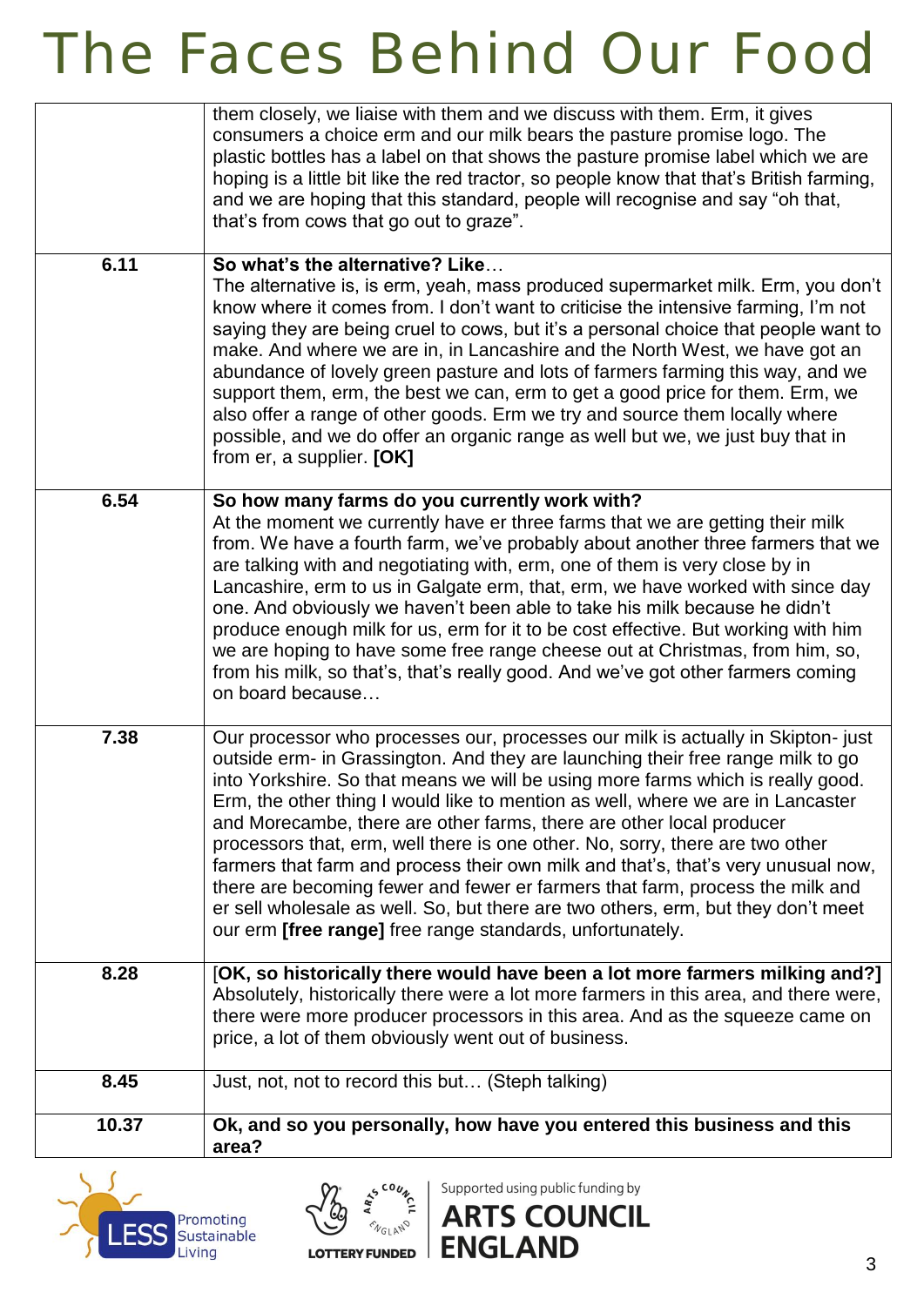# The Faces Behind Our Food

| | |
|---|---|
| | them closely, we liaise with them and we discuss with them. Erm, it gives consumers a choice erm and our milk bears the pasture promise logo. The plastic bottles has a label on that shows the pasture promise label which we are hoping is a little bit like the red tractor, so people know that that's British farming, and we are hoping that this standard, people will recognise and say "oh that, that's from cows that go out to graze". |
| **6.11** | **So what's the alternative? Like**… The alternative is, is erm, yeah, mass produced supermarket milk. Erm, you don't know where it comes from. I don't want to criticise the intensive farming, I'm not saying they are being cruel to cows, but it's a personal choice that people want to make. And where we are in, in Lancashire and the North West, we have got an abundance of lovely green pasture and lots of farmers farming this way, and we support them, erm, the best we can, erm to get a good price for them. Erm, we also offer a range of other goods. Erm we try and source them locally where possible, and we do offer an organic range as well but we, we just buy that in from er, a supplier. **[OK]** |
| **6.54** | **So how many farms do you currently work with?** At the moment we currently have er three farms that we are getting their milk from. We have a fourth farm, we've probably about another three farmers that we are talking with and negotiating with, erm, one of them is very close by in Lancashire, erm to us in Galgate erm, that, erm, we have worked with since day one. And obviously we haven't been able to take his milk because he didn't produce enough milk for us, erm for it to be cost effective. But working with him we are hoping to have some free range cheese out at Christmas, from him, so, from his milk, so that's, that's really good. And we've got other farmers coming on board because… |
| **7.38** | Our processor who processes our, processes our milk is actually in Skipton- just outside erm- in Grassington. And they are launching their free range milk to go into Yorkshire. So that means we will be using more farms which is really good. Erm, the other thing I would like to mention as well, where we are in Lancaster and Morecambe, there are other farms, there are other local producer processors that, erm, well there is one other. No, sorry, there are two other farmers that farm and process their own milk and that's, that's very unusual now, there are becoming fewer and fewer er farmers that farm, process the milk and er sell wholesale as well. So, but there are two others, erm, but they don't meet our erm **[free range]** free range standards, unfortunately. |
| **8.28** | [**OK, so historically there would have been a lot more farmers milking and?]** Absolutely, historically there were a lot more farmers in this area, and there were, there were more producer processors in this area. And as the squeeze came on price, a lot of them obviously went out of business. |
| **8.45** | Just, not, not to record this but… (Steph talking) |
| **10.37** | **Ok, and so you personally, how have you entered this business and this area?** |

LESS Promoting Sustainable Living

LOTTERY FUNDED — Supported using public funding by ARTS COUNCIL ENGLAND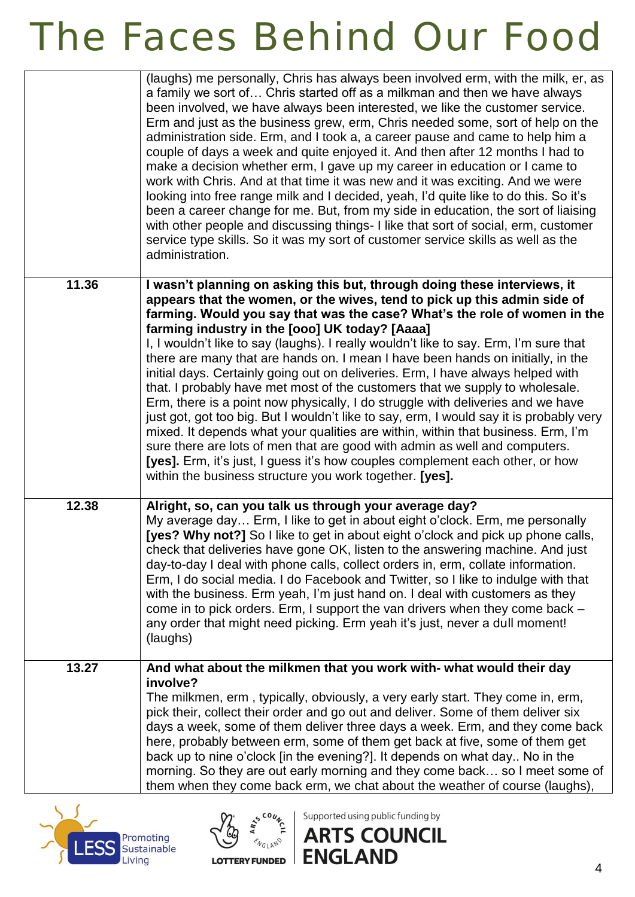| | |
|---|---|
| | (laughs) me personally, Chris has always been involved erm, with the milk, er, as a family we sort of… Chris started off as a milkman and then we have always been involved, we have always been interested, we like the customer service. Erm and just as the business grew, erm, Chris needed some, sort of help on the administration side. Erm, and I took a, a career pause and came to help him a couple of days a week and quite enjoyed it. And then after 12 months I had to make a decision whether erm, I gave up my career in education or I came to work with Chris. And at that time it was new and it was exciting. And we were looking into free range milk and I decided, yeah, I'd quite like to do this. So it's been a career change for me. But, from my side in education, the sort of liaising with other people and discussing things- I like that sort of social, erm, customer service type skills. So it was my sort of customer service skills as well as the administration. |
| **11.36** | **I wasn't planning on asking this but, through doing these interviews, it appears that the women, or the wives, tend to pick up this admin side of farming. Would you say that was the case? What's the role of women in the farming industry in the [ooo] UK today? [Aaaa]** I, I wouldn't like to say (laughs). I really wouldn't like to say. Erm, I'm sure that there are many that are hands on. I mean I have been hands on initially, in the initial days. Certainly going out on deliveries. Erm, I have always helped with that. I probably have met most of the customers that we supply to wholesale. Erm, there is a point now physically, I do struggle with deliveries and we have just got, got too big. But I wouldn't like to say, erm, I would say it is probably very mixed. It depends what your qualities are within, within that business. Erm, I'm sure there are lots of men that are good with admin as well and computers. **[yes].** Erm, it's just, I guess it's how couples complement each other, or how within the business structure you work together. **[yes].** |
| **12.38** | **Alright, so, can you talk us through your average day?** My average day… Erm, I like to get in about eight o'clock. Erm, me personally **[yes? Why not?]** So I like to get in about eight o'clock and pick up phone calls, check that deliveries have gone OK, listen to the answering machine. And just day-to-day I deal with phone calls, collect orders in, erm, collate information. Erm, I do social media. I do Facebook and Twitter, so I like to indulge with that with the business. Erm yeah, I'm just hand on. I deal with customers as they come in to pick orders. Erm, I support the van drivers when they come back – any order that might need picking. Erm yeah it's just, never a dull moment! (laughs) |
| **13.27** | **And what about the milkmen that you work with- what would their day involve?** The milkmen, erm , typically, obviously, a very early start. They come in, erm, pick their, collect their order and go out and deliver. Some of them deliver six days a week, some of them deliver three days a week. Erm, and they come back here, probably between erm, some of them get back at five, some of them get back up to nine o'clock [in the evening?]. It depends on what day.. No in the morning. So they are out early morning and they come back… so I meet some of them when they come back erm, we chat about the weather of course (laughs), |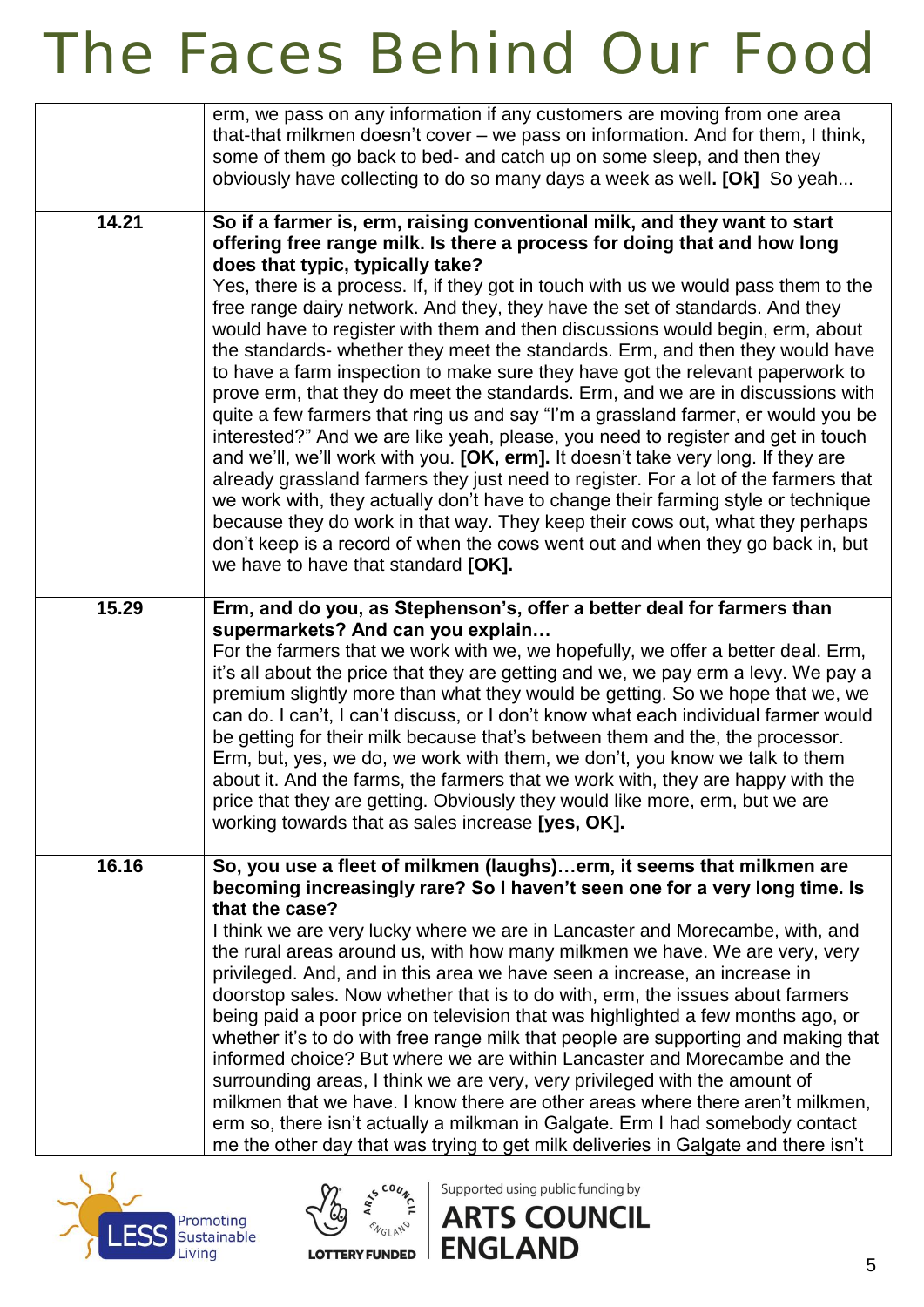| | |
|---|---|
| | erm, we pass on any information if any customers are moving from one area that-that milkmen doesn't cover – we pass on information. And for them, I think, some of them go back to bed- and catch up on some sleep, and then they obviously have collecting to do so many days a week as well**. [Ok]** So yeah... |
| **14.21** | **So if a farmer is, erm, raising conventional milk, and they want to start offering free range milk. Is there a process for doing that and how long does that typic, typically take?** Yes, there is a process. If, if they got in touch with us we would pass them to the free range dairy network. And they, they have the set of standards. And they would have to register with them and then discussions would begin, erm, about the standards- whether they meet the standards. Erm, and then they would have to have a farm inspection to make sure they have got the relevant paperwork to prove erm, that they do meet the standards. Erm, and we are in discussions with quite a few farmers that ring us and say "I'm a grassland farmer, er would you be interested?" And we are like yeah, please, you need to register and get in touch and we'll, we'll work with you. **[OK, erm].** It doesn't take very long. If they are already grassland farmers they just need to register. For a lot of the farmers that we work with, they actually don't have to change their farming style or technique because they do work in that way. They keep their cows out, what they perhaps don't keep is a record of when the cows went out and when they go back in, but we have to have that standard **[OK].** |
| **15.29** | **Erm, and do you, as Stephenson's, offer a better deal for farmers than supermarkets? And can you explain…** For the farmers that we work with we, we hopefully, we offer a better deal. Erm, it's all about the price that they are getting and we, we pay erm a levy. We pay a premium slightly more than what they would be getting. So we hope that we, we can do. I can't, I can't discuss, or I don't know what each individual farmer would be getting for their milk because that's between them and the, the processor. Erm, but, yes, we do, we work with them, we don't, you know we talk to them about it. And the farms, the farmers that we work with, they are happy with the price that they are getting. Obviously they would like more, erm, but we are working towards that as sales increase **[yes, OK].** |
| **16.16** | **So, you use a fleet of milkmen (laughs)…erm, it seems that milkmen are becoming increasingly rare? So I haven't seen one for a very long time. Is that the case?** I think we are very lucky where we are in Lancaster and Morecambe, with, and the rural areas around us, with how many milkmen we have. We are very, very privileged. And, and in this area we have seen a increase, an increase in doorstop sales. Now whether that is to do with, erm, the issues about farmers being paid a poor price on television that was highlighted a few months ago, or whether it's to do with free range milk that people are supporting and making that informed choice? But where we are within Lancaster and Morecambe and the surrounding areas, I think we are very, very privileged with the amount of milkmen that we have. I know there are other areas where there aren't milkmen, erm so, there isn't actually a milkman in Galgate. Erm I had somebody contact me the other day that was trying to get milk deliveries in Galgate and there isn't |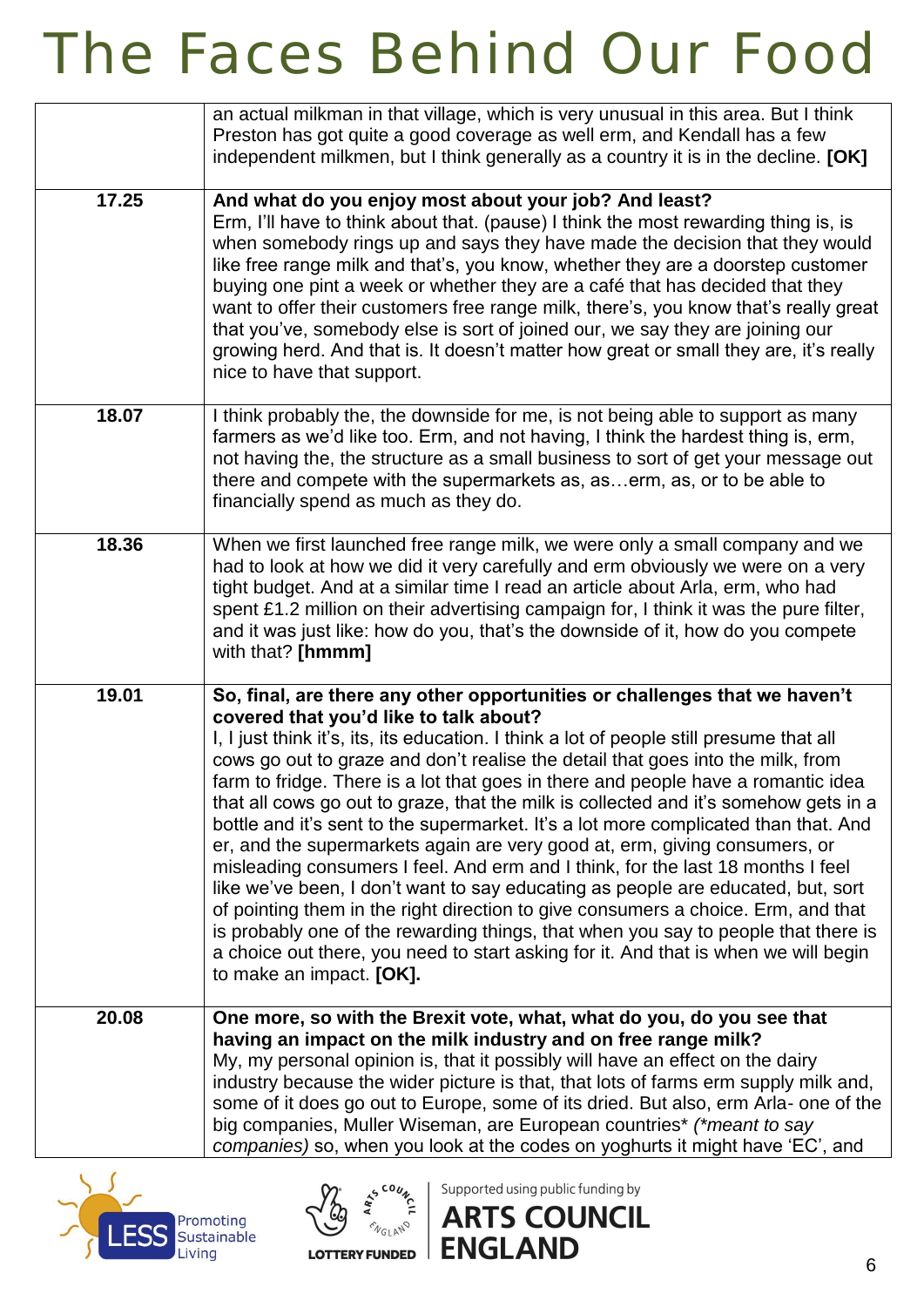| | |
|---|---|
| | an actual milkman in that village, which is very unusual in this area. But I think Preston has got quite a good coverage as well erm, and Kendall has a few independent milkmen, but I think generally as a country it is in the decline. **[OK]** |
| 17.25 | **And what do you enjoy most about your job? And least?** Erm, I'll have to think about that. (pause) I think the most rewarding thing is, is when somebody rings up and says they have made the decision that they would like free range milk and that's, you know, whether they are a doorstep customer buying one pint a week or whether they are a café that has decided that they want to offer their customers free range milk, there's, you know that's really great that you've, somebody else is sort of joined our, we say they are joining our growing herd. And that is. It doesn't matter how great or small they are, it's really nice to have that support. |
| 18.07 | I think probably the, the downside for me, is not being able to support as many farmers as we'd like too. Erm, and not having, I think the hardest thing is, erm, not having the, the structure as a small business to sort of get your message out there and compete with the supermarkets as, as…erm, as, or to be able to financially spend as much as they do. |
| 18.36 | When we first launched free range milk, we were only a small company and we had to look at how we did it very carefully and erm obviously we were on a very tight budget. And at a similar time I read an article about Arla, erm, who had spent £1.2 million on their advertising campaign for, I think it was the pure filter, and it was just like: how do you, that's the downside of it, how do you compete with that? **[hmmm]** |
| 19.01 | **So, final, are there any other opportunities or challenges that we haven't covered that you'd like to talk about?** I, I just think it's, its, its education. I think a lot of people still presume that all cows go out to graze and don't realise the detail that goes into the milk, from farm to fridge. There is a lot that goes in there and people have a romantic idea that all cows go out to graze, that the milk is collected and it's somehow gets in a bottle and it's sent to the supermarket. It's a lot more complicated than that. And er, and the supermarkets again are very good at, erm, giving consumers, or misleading consumers I feel. And erm and I think, for the last 18 months I feel like we've been, I don't want to say educating as people are educated, but, sort of pointing them in the right direction to give consumers a choice. Erm, and that is probably one of the rewarding things, that when you say to people that there is a choice out there, you need to start asking for it. And that is when we will begin to make an impact. **[OK].** |
| 20.08 | **One more, so with the Brexit vote, what, what do you, do you see that having an impact on the milk industry and on free range milk?** My, my personal opinion is, that it possibly will have an effect on the dairy industry because the wider picture is that, that lots of farms erm supply milk and, some of it does go out to Europe, some of its dried. But also, erm Arla- one of the big companies, Muller Wiseman, are European countries* *(\*meant to say companies)* so, when you look at the codes on yoghurts it might have 'EC', and |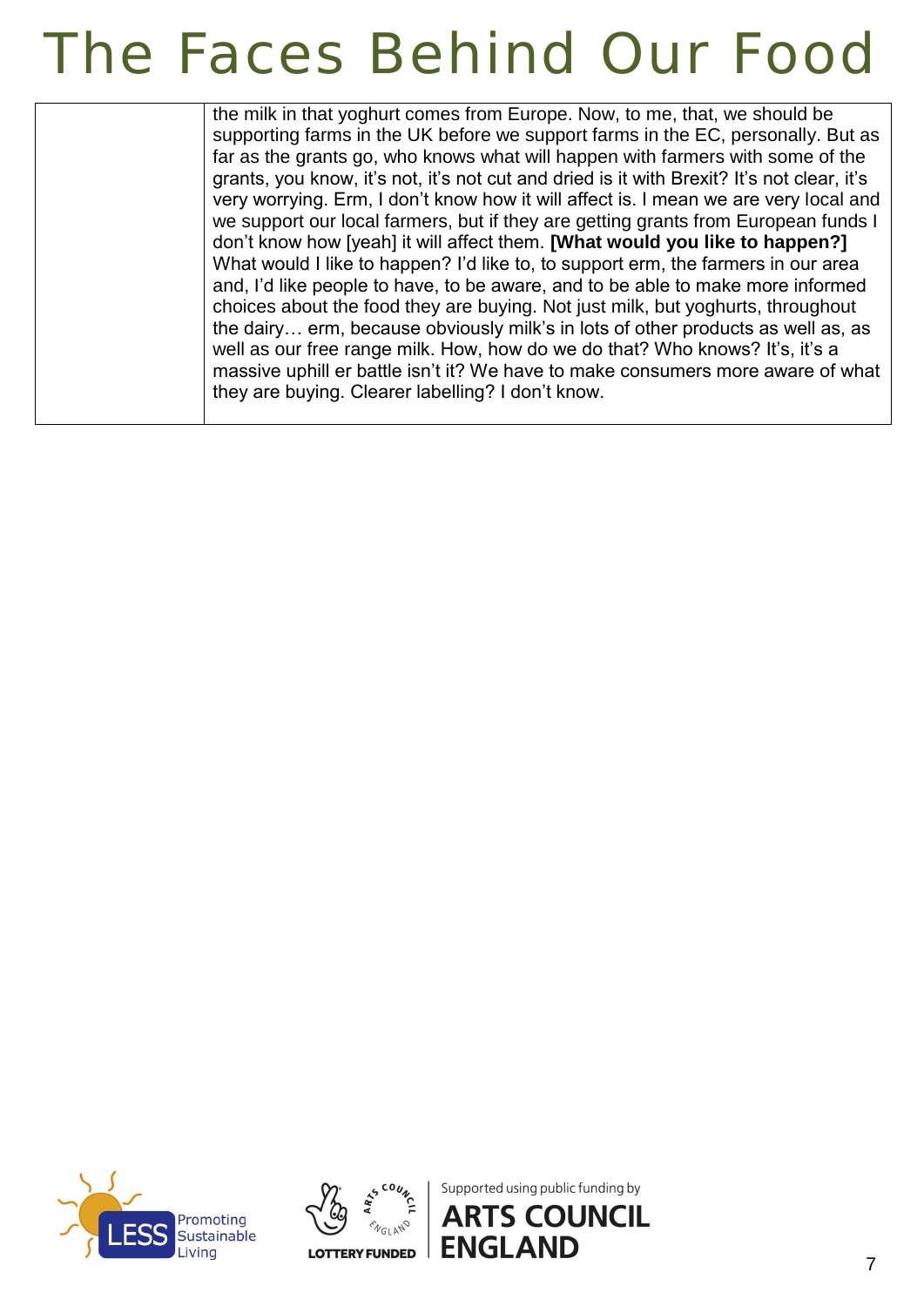| | |
|---|---|
| | the milk in that yoghurt comes from Europe. Now, to me, that, we should be supporting farms in the UK before we support farms in the EC, personally. But as far as the grants go, who knows what will happen with farmers with some of the grants, you know, it's not, it's not cut and dried is it with Brexit? It's not clear, it's very worrying. Erm, I don't know how it will affect is. I mean we are very local and we support our local farmers, but if they are getting grants from European funds I don't know how [yeah] it will affect them. **[What would you like to happen?]** What would I like to happen? I'd like to, to support erm, the farmers in our area and, I'd like people to have, to be aware, and to be able to make more informed choices about the food they are buying. Not just milk, but yoghurts, throughout the dairy… erm, because obviously milk's in lots of other products as well as, as well as our free range milk. How, how do we do that? Who knows? It's, it's a massive uphill er battle isn't it? We have to make consumers more aware of what they are buying. Clearer labelling? I don't know. |